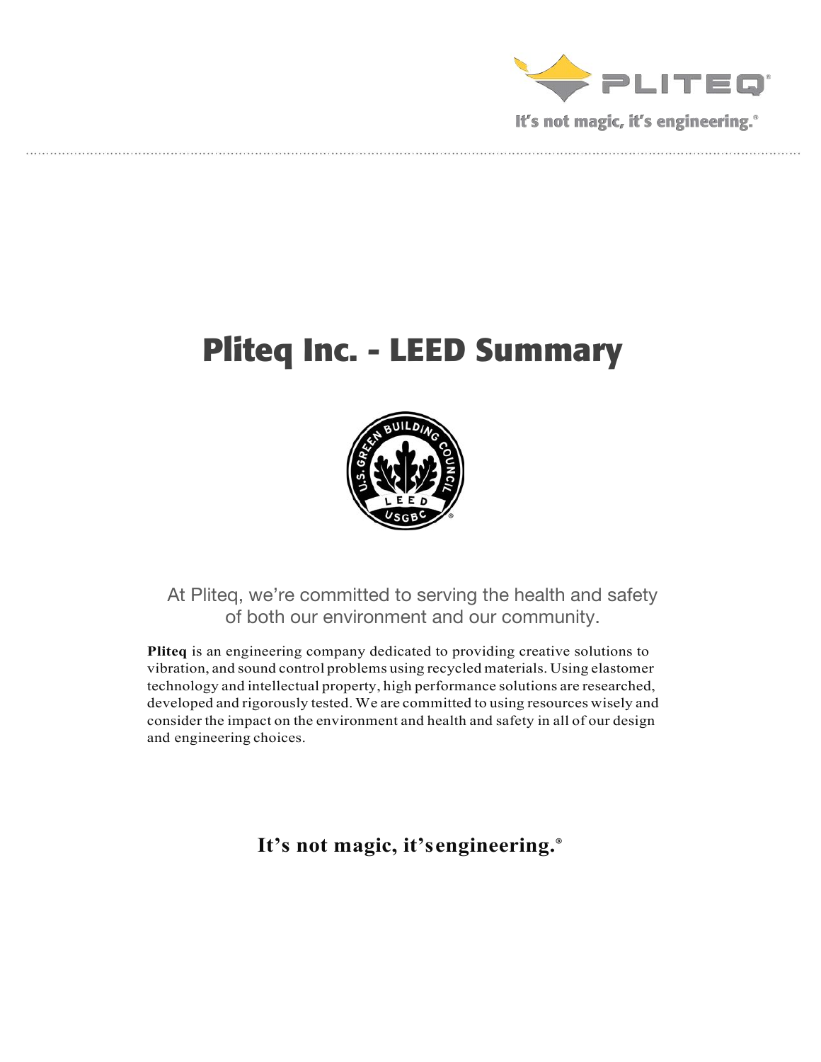# Pliteq Inc. - LEED Summary

At Pliteq, we're committed to serving the health and safety of both our environment and our community.

**Pliteq** is an engineering company dedicated to providing creative solutions to vibration, and sound control problems using recycled materials. Using elastomer technology and intellectual property, high performance solutions are researched, developed and rigorously tested. We are committed to using resources wisely and consider the impact on the environment and health and safety in all of our design and engineering choices.

**It's not magic, it's engineering.®**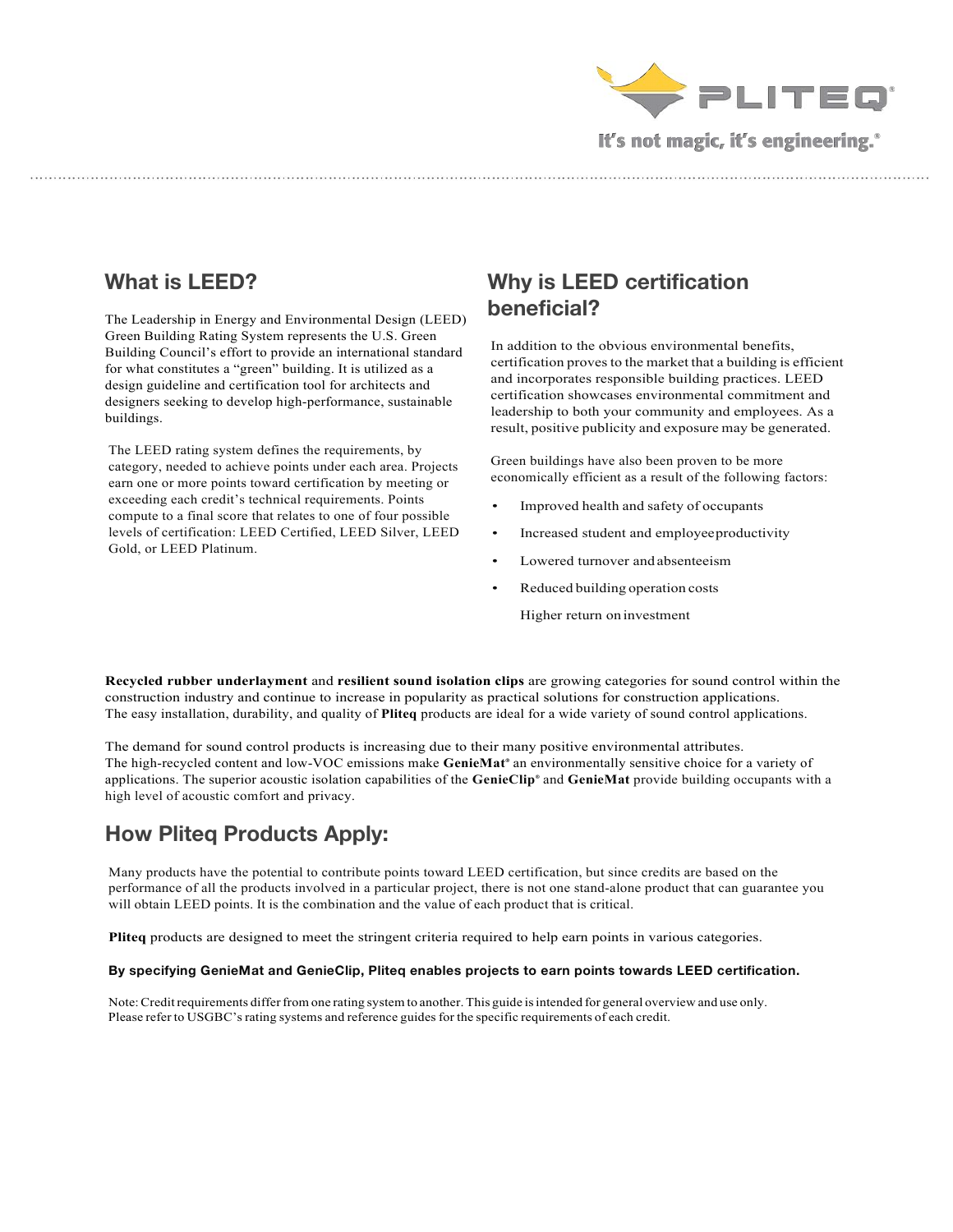## What is LEED?

The Leadership in Energy and Environmental Design (LEED) Green Building Rating System represents the U.S. Green Building Council's effort to provide an international standard for what constitutes a "green" building. It is utilized as a design guideline and certification tool for architects and designers seeking to develop high-performance, sustainable buildings.

The LEED rating system defines the requirements, by category, needed to achieve points under each area. Projects earn one or more points toward certification by meeting or exceeding each credit's technical requirements. Points compute to a final score that relates to one of four possible levels of certification: LEED Certified, LEED Silver, LEED Gold, or LEED Platinum.

## Why is LEED certification beneficial?

In addition to the obvious environmental benefits, certification proves to the market that a building is efficient and incorporates responsible building practices. LEED certification showcases environmental commitment and leadership to both your community and employees. As a result, positive publicity and exposure may be generated.

Green buildings have also been proven to be more economically efficient as a result of the following factors:

- Improved health and safety of occupants
- Increased student and employee productivity
- Lowered turnover and absenteeism
- Reduced building operation costs
- Higher return on investment

**Recycled rubber underlayment** and **resilient sound isolation clips** are growing categories for sound control within the construction industry and continue to increase in popularity as practical solutions for construction applications. The easy installation, durability, and quality of **Pliteq** products are ideal for a wide variety of sound control applications.

The demand for sound control products is increasing due to their many positive environmental attributes. The high-recycled content and low-VOC emissions make **GenieMat®** an environmentally sensitive choice for a variety of applications. The superior acoustic isolation capabilities of the **GenieClip®** and **GenieMat** provide building occupants with a high level of acoustic comfort and privacy.

## How Pliteq Products Apply:

Many products have the potential to contribute points toward LEED certification, but since credits are based on the performance of all the products involved in a particular project, there is not one stand-alone product that can guarantee you will obtain LEED points. It is the combination and the value of each product that is critical.

**Pliteq** products are designed to meet the stringent criteria required to help earn points in various categories.

**By specifying GenieMat and GenieClip, Pliteq enables projects to earn points towards LEED certification.**

Note: Credit requirements differ from one rating system to another. This guide is intended for general overview and use only. Please refer to USGBC's rating systems and reference guides for the specific requirements of each credit.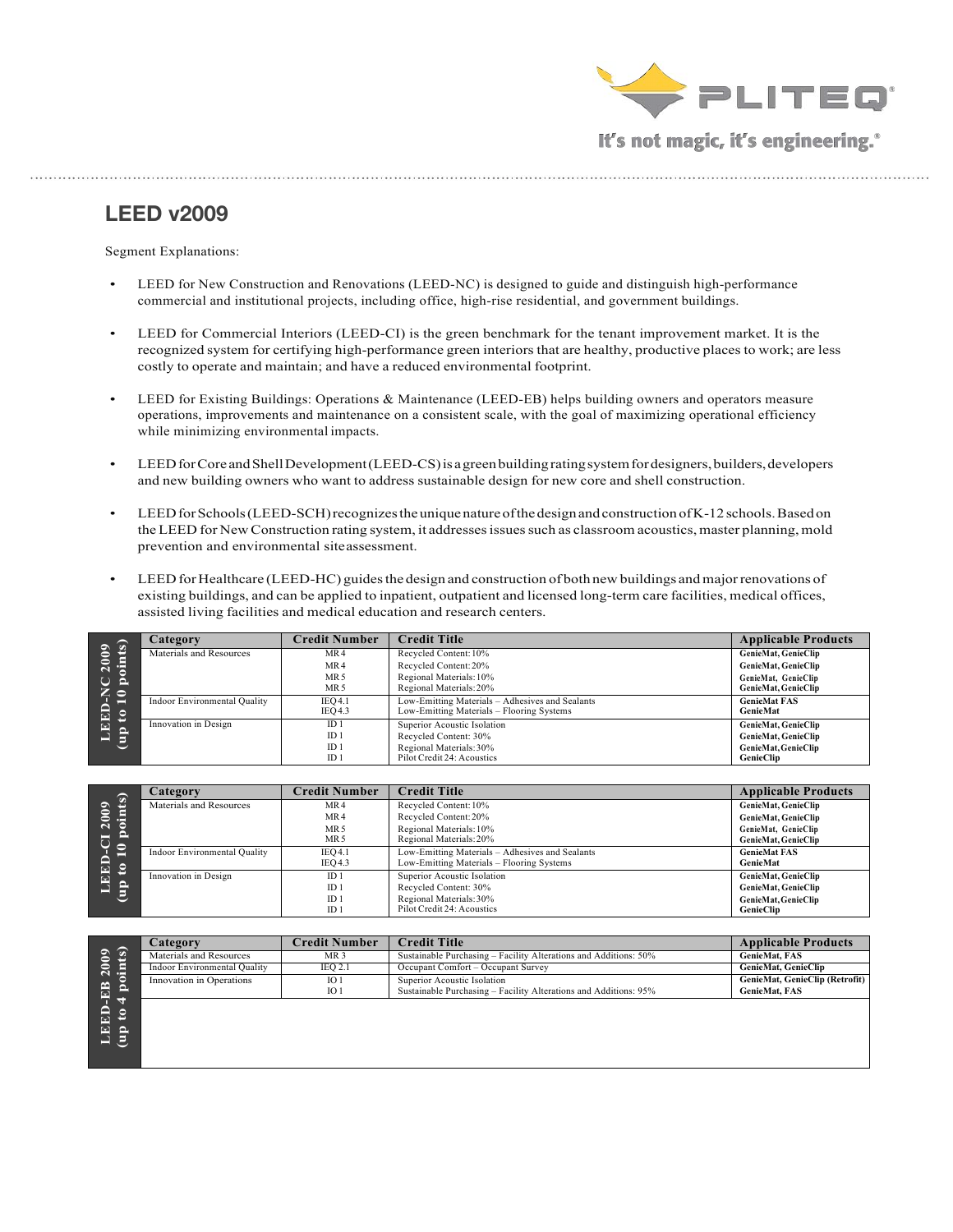## LEED v2009

Segment Explanations:

- LEED for New Construction and Renovations (LEED-NC) is designed to guide and distinguish high-performance commercial and institutional projects, including office, high-rise residential, and government buildings.
- LEED for Commercial Interiors (LEED-CI) is the green benchmark for the tenant improvement market. It is the recognized system for certifying high-performance green interiors that are healthy, productive places to work; are less costly to operate and maintain; and have a reduced environmental footprint.
- LEED for Existing Buildings: Operations & Maintenance (LEED-EB) helps building owners and operators measure operations, improvements and maintenance on a consistent scale, with the goal of maximizing operational efficiency while minimizing environmental impacts.
- LEED for Core and Shell Development (LEED-CS) is a green building rating system for designers, builders, developers and new building owners who want to address sustainable design for new core and shell construction.
- LEED for Schools (LEED-SCH) recognizes the unique nature of the design and construction of K-12 schools. Based on the LEED for New Construction rating system, it addresses issues such as classroom acoustics, master planning, mold prevention and environmental site assessment.
- LEED for Healthcare (LEED-HC) guides the design and construction of both new buildings and major renovations of existing buildings, and can be applied to inpatient, outpatient and licensed long-term care facilities, medical offices, assisted living facilities and medical education and research centers.

**LEED-NC 2009 (up to 10 points)**

| Category | Credit Number | Credit Title | Applicable Products |
|---|---|---|---|
| Materials and Resources | MR 4 | Recycled Content: 10% | GenieMat, GenieClip |
| | MR 4 | Recycled Content: 20% | GenieMat, GenieClip |
| | MR 5 | Regional Materials: 10% | GenieMat, GenieClip |
| | MR 5 | Regional Materials: 20% | GenieMat, GenieClip |
| Indoor Environmental Quality | IEQ 4.1 | Low-Emitting Materials – Adhesives and Sealants | GenieMat FAS |
| | IEQ 4.3 | Low-Emitting Materials – Flooring Systems | GenieMat |
| Innovation in Design | ID 1 | Superior Acoustic Isolation | GenieMat, GenieClip |
| | ID 1 | Recycled Content: 30% | GenieMat, GenieClip |
| | ID 1 | Regional Materials: 30% | GenieMat, GenieClip |
| | ID 1 | Pilot Credit 24: Acoustics | GenieClip |

**LEED-CI 2009 (up to 10 points)**

| Category | Credit Number | Credit Title | Applicable Products |
|---|---|---|---|
| Materials and Resources | MR 4 | Recycled Content: 10% | GenieMat, GenieClip |
| | MR 4 | Recycled Content: 20% | GenieMat, GenieClip |
| | MR 5 | Regional Materials: 10% | GenieMat, GenieClip |
| | MR 5 | Regional Materials: 20% | GenieMat, GenieClip |
| Indoor Environmental Quality | IEQ 4.1 | Low-Emitting Materials – Adhesives and Sealants | GenieMat FAS |
| | IEQ 4.3 | Low-Emitting Materials – Flooring Systems | GenieMat |
| Innovation in Design | ID 1 | Superior Acoustic Isolation | GenieMat, GenieClip |
| | ID 1 | Recycled Content: 30% | GenieMat, GenieClip |
| | ID 1 | Regional Materials: 30% | GenieMat, GenieClip |
| | ID 1 | Pilot Credit 24: Acoustics | GenieClip |

**LEED-EB 2009 (up to 4 points)**

| Category | Credit Number | Credit Title | Applicable Products |
|---|---|---|---|
| Materials and Resources | MR 3 | Sustainable Purchasing – Facility Alterations and Additions: 50% | GenieMat, FAS |
| Indoor Environmental Quality | IEQ 2.1 | Occupant Comfort – Occupant Survey | GenieMat, GenieClip |
| Innovation in Operations | IO 1 | Superior Acoustic Isolation | GenieMat, GenieClip (Retrofit) |
| | IO 1 | Sustainable Purchasing – Facility Alterations and Additions: 95% | GenieMat, FAS |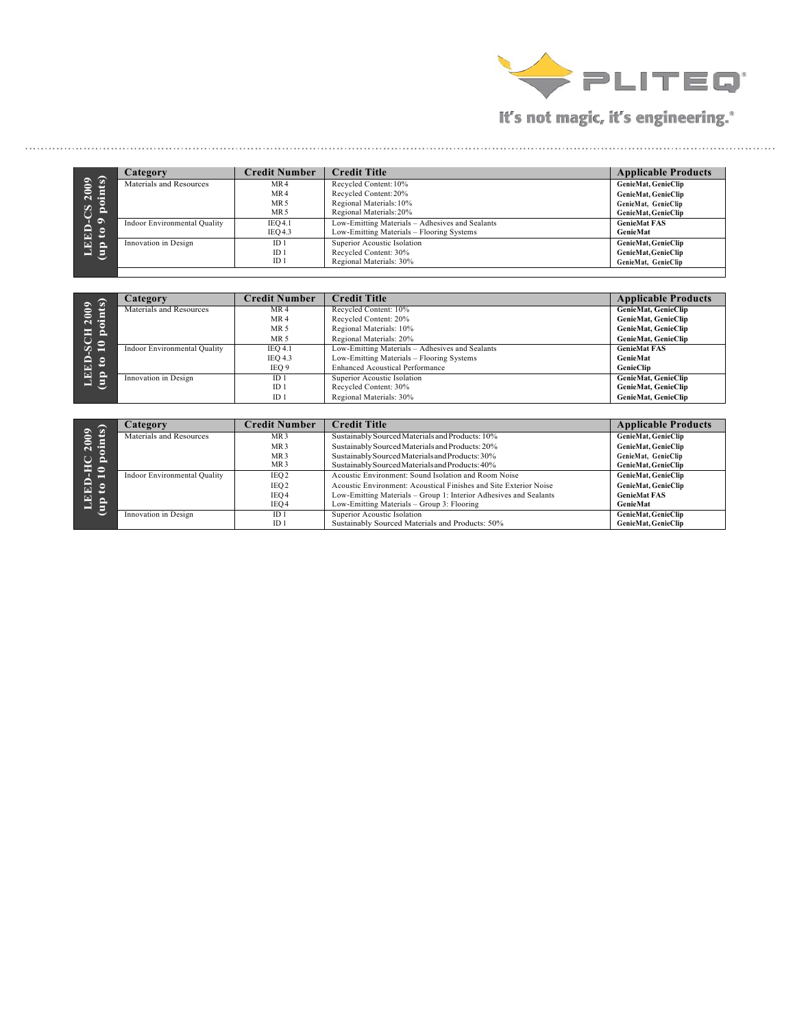| LEED-CS 2009 (up to 9 points) | Category | Credit Number | Credit Title | Applicable Products |
|---|---|---|---|---|
| | Materials and Resources | MR 4 | Recycled Content: 10% | **GenieMat, GenieClip** |
| | | MR 4 | Recycled Content: 20% | **GenieMat, GenieClip** |
| | | MR 5 | Regional Materials: 10% | **GenieMat, GenieClip** |
| | | MR 5 | Regional Materials: 20% | **GenieMat, GenieClip** |
| | Indoor Environmental Quality | IEQ 4.1 | Low-Emitting Materials – Adhesives and Sealants | **GenieMat FAS** |
| | | IEQ 4.3 | Low-Emitting Materials – Flooring Systems | **GenieMat** |
| | Innovation in Design | ID 1 | Superior Acoustic Isolation | **GenieMat, GenieClip** |
| | | ID 1 | Recycled Content: 30% | **GenieMat, GenieClip** |
| | | ID 1 | Regional Materials: 30% | **GenieMat, GenieClip** |

| LEED-SCH 2009 (up to 10 points) | Category | Credit Number | Credit Title | Applicable Products |
|---|---|---|---|---|
| | Materials and Resources | MR 4 | Recycled Content: 10% | **GenieMat, GenieClip** |
| | | MR 4 | Recycled Content: 20% | **GenieMat, GenieClip** |
| | | MR 5 | Regional Materials: 10% | **GenieMat, GenieClip** |
| | | MR 5 | Regional Materials: 20% | **GenieMat, GenieClip** |
| | Indoor Environmental Quality | IEQ 4.1 | Low-Emitting Materials – Adhesives and Sealants | **GenieMat FAS** |
| | | IEQ 4.3 | Low-Emitting Materials – Flooring Systems | **GenieMat** |
| | | IEQ 9 | Enhanced Acoustical Performance | **GenieClip** |
| | Innovation in Design | ID 1 | Superior Acoustic Isolation | **GenieMat, GenieClip** |
| | | ID 1 | Recycled Content: 30% | **GenieMat, GenieClip** |
| | | ID 1 | Regional Materials: 30% | **GenieMat, GenieClip** |

| LEED-HC 2009 (up to 10 points) | Category | Credit Number | Credit Title | Applicable Products |
|---|---|---|---|---|
| | Materials and Resources | MR 3 | Sustainably Sourced Materials and Products: 10% | **GenieMat, GenieClip** |
| | | MR 3 | Sustainably Sourced Materials and Products: 20% | **GenieMat, GenieClip** |
| | | MR 3 | Sustainably Sourced Materials and Products: 30% | **GenieMat, GenieClip** |
| | | MR 3 | Sustainably Sourced Materials and Products: 40% | **GenieMat, GenieClip** |
| | Indoor Environmental Quality | IEQ 2 | Acoustic Environment: Sound Isolation and Room Noise | **GenieMat, GenieClip** |
| | | IEQ 2 | Acoustic Environment: Acoustical Finishes and Site Exterior Noise | **GenieMat, GenieClip** |
| | | IEQ 4 | Low-Emitting Materials – Group 1: Interior Adhesives and Sealants | **GenieMat FAS** |
| | | IEQ 4 | Low-Emitting Materials – Group 3: Flooring | **GenieMat** |
| | Innovation in Design | ID 1 | Superior Acoustic Isolation | **GenieMat, GenieClip** |
| | | ID 1 | Sustainably Sourced Materials and Products: 50% | **GenieMat, GenieClip** |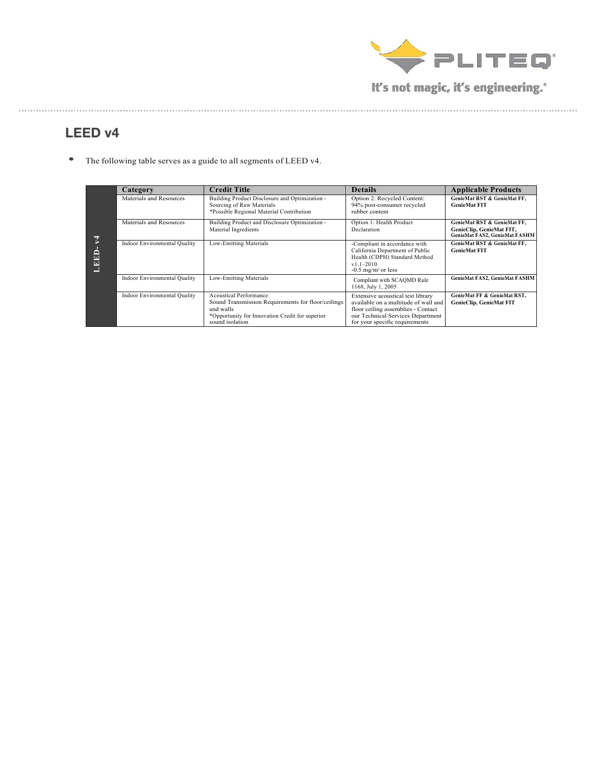## LEED v4

- The following table serves as a guide to all segments of LEED v4.

| | Category | Credit Title | Details | Applicable Products |
|---|---|---|---|---|
| LEED- v4 | Materials and Resources | Building Product Disclosure and Optimization - Sourcing of Raw Materials *Possible Regional Material Contribution | Option 2: Recycled Content: 94% post-consumer recycled rubber content | **GenieMat RST & GenieMat FF, GenieMat FIT** |
| | Materials and Resources | Building Product and Disclosure Optimization - Material Ingredients | Option 1: Health Product Declaration | **GenieMat RST & GenieMat FF, GenieClip, GenieMat FIT, GenieMat FAS2, GenieMat FASHM** |
| | Indoor Environmental Quality | Low-Emitting Materials | -Compliant in accordance with California Department of Public Health (CDPH) Standard Method v1.1–2010 -0.5 mg/m³ or less | **GenieMat RST & GenieMat FF, GenieMat FIT** |
| | Indoor Environmental Quality | Low-Emitting Materials | Compliant with SCAQMD Rule 1168, July 1, 2005 | **GenieMat FAS2, GenieMat FASHM** |
| | Indoor Environmental Quality | Acoustical Performance Sound Transmission Requirements for floor/ceilings and walls *Opportunity for Innovation Credit for superior sound isolation | Extensive acoustical test library available on a multitude of wall and floor ceiling assemblies - Contact our Technical Services Department for your specific requirements | **GenieMat FF & GenieMat RST, GenieClip, GenieMat FIT** |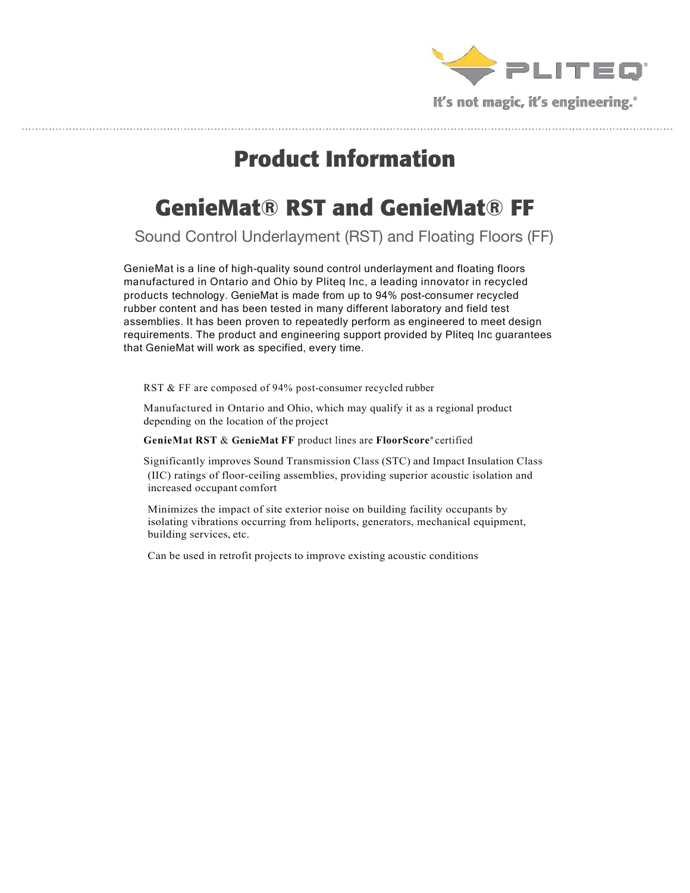# Product Information

## GenieMat® RST and GenieMat® FF

Sound Control Underlayment (RST) and Floating Floors (FF)

GenieMat is a line of high-quality sound control underlayment and floating floors manufactured in Ontario and Ohio by Pliteq Inc, a leading innovator in recycled products technology. GenieMat is made from up to 94% post-consumer recycled rubber content and has been tested in many different laboratory and field test assemblies. It has been proven to repeatedly perform as engineered to meet design requirements. The product and engineering support provided by Pliteq Inc guarantees that GenieMat will work as specified, every time.

- RST & FF are composed of 94% post-consumer recycled rubber
- Manufactured in Ontario and Ohio, which may qualify it as a regional product depending on the location of the project
- **GenieMat RST** & **GenieMat FF** product lines are **FloorScore®** certified
- Significantly improves Sound Transmission Class (STC) and Impact Insulation Class (IIC) ratings of floor-ceiling assemblies, providing superior acoustic isolation and increased occupant comfort
- Minimizes the impact of site exterior noise on building facility occupants by isolating vibrations occurring from heliports, generators, mechanical equipment, building services, etc.
- Can be used in retrofit projects to improve existing acoustic conditions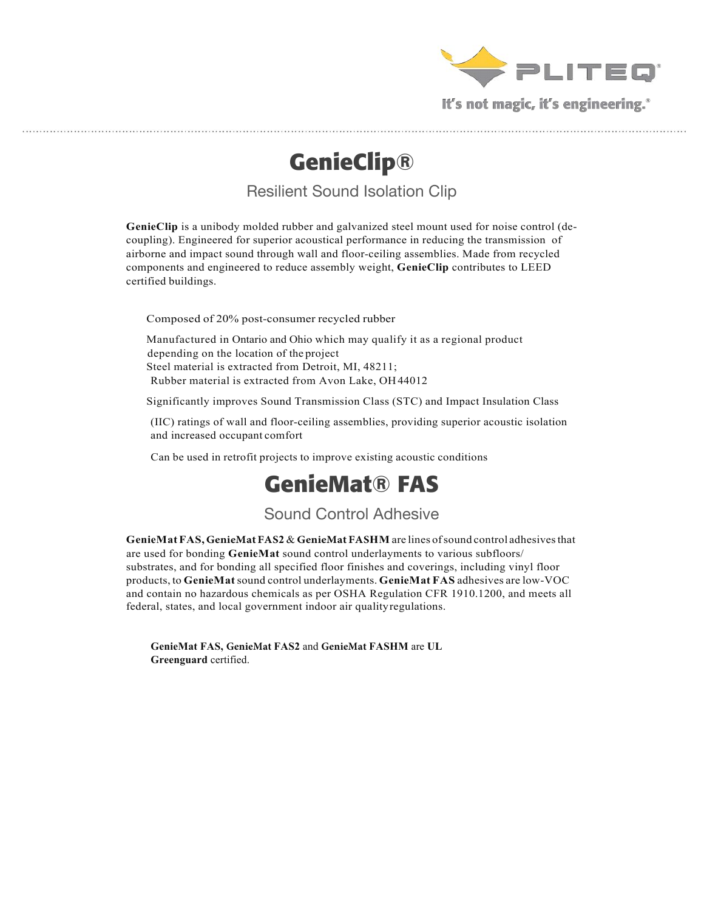# GenieClip®

## Resilient Sound Isolation Clip

**GenieClip** is a unibody molded rubber and galvanized steel mount used for noise control (de-coupling). Engineered for superior acoustical performance in reducing the transmission of airborne and impact sound through wall and floor-ceiling assemblies. Made from recycled components and engineered to reduce assembly weight, **GenieClip** contributes to LEED certified buildings.

Composed of 20% post-consumer recycled rubber

Manufactured in Ontario and Ohio which may qualify it as a regional product depending on the location of the project
Steel material is extracted from Detroit, MI, 48211;
Rubber material is extracted from Avon Lake, OH 44012

Significantly improves Sound Transmission Class (STC) and Impact Insulation Class

(IIC) ratings of wall and floor-ceiling assemblies, providing superior acoustic isolation and increased occupant comfort

Can be used in retrofit projects to improve existing acoustic conditions

# GenieMat® FAS

## Sound Control Adhesive

**GenieMat FAS, GenieMat FAS2** & **GenieMat FASHM** are lines of sound control adhesives that are used for bonding **GenieMat** sound control underlayments to various subfloors/ substrates, and for bonding all specified floor finishes and coverings, including vinyl floor products, to **GenieMat** sound control underlayments. **GenieMat FAS** adhesives are low-VOC and contain no hazardous chemicals as per OSHA Regulation CFR 1910.1200, and meets all federal, states, and local government indoor air quality regulations.

**GenieMat FAS, GenieMat FAS2** and **GenieMat FASHM** are **UL Greenguard** certified.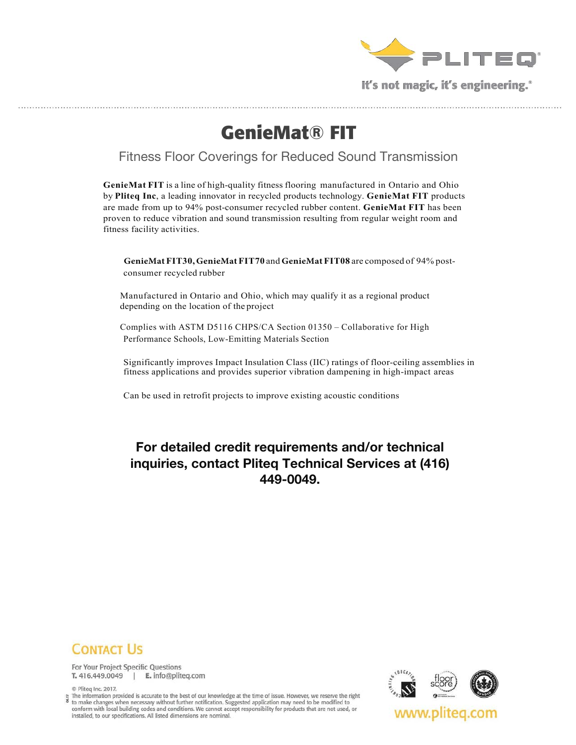PLITEQ®

It's not magic, it's engineering.®

# GenieMat® FIT

## Fitness Floor Coverings for Reduced Sound Transmission

**GenieMat FIT** is a line of high-quality fitness flooring manufactured in Ontario and Ohio by **Pliteq Inc**, a leading innovator in recycled products technology. **GenieMat FIT** products are made from up to 94% post-consumer recycled rubber content. **GenieMat FIT** has been proven to reduce vibration and sound transmission resulting from regular weight room and fitness facility activities.

**GenieMat FIT30, GenieMat FIT70** and **GenieMat FIT08** are composed of 94% post-consumer recycled rubber

Manufactured in Ontario and Ohio, which may qualify it as a regional product depending on the location of the project

Complies with ASTM D5116 CHPS/CA Section 01350 – Collaborative for High Performance Schools, Low-Emitting Materials Section

Significantly improves Impact Insulation Class (IIC) ratings of floor-ceiling assemblies in fitness applications and provides superior vibration dampening in high-impact areas

Can be used in retrofit projects to improve existing acoustic conditions

**For detailed credit requirements and/or technical inquiries, contact Pliteq Technical Services at (416) 449-0049.**

## Contact Us

For Your Project Specific Questions

T. 416.449.0049 | E. info@pliteq.com

© Pliteq Inc. 2017.

The information provided is accurate to the best of our knowledge at the time of issue. However, we reserve the right to make changes when necessary without further notification. Suggested application may need to be modified to conform with local building codes and conditions. We cannot accept responsibility for products that are not used, or installed, to our specifications. All listed dimensions are nominal.

www.pliteq.com